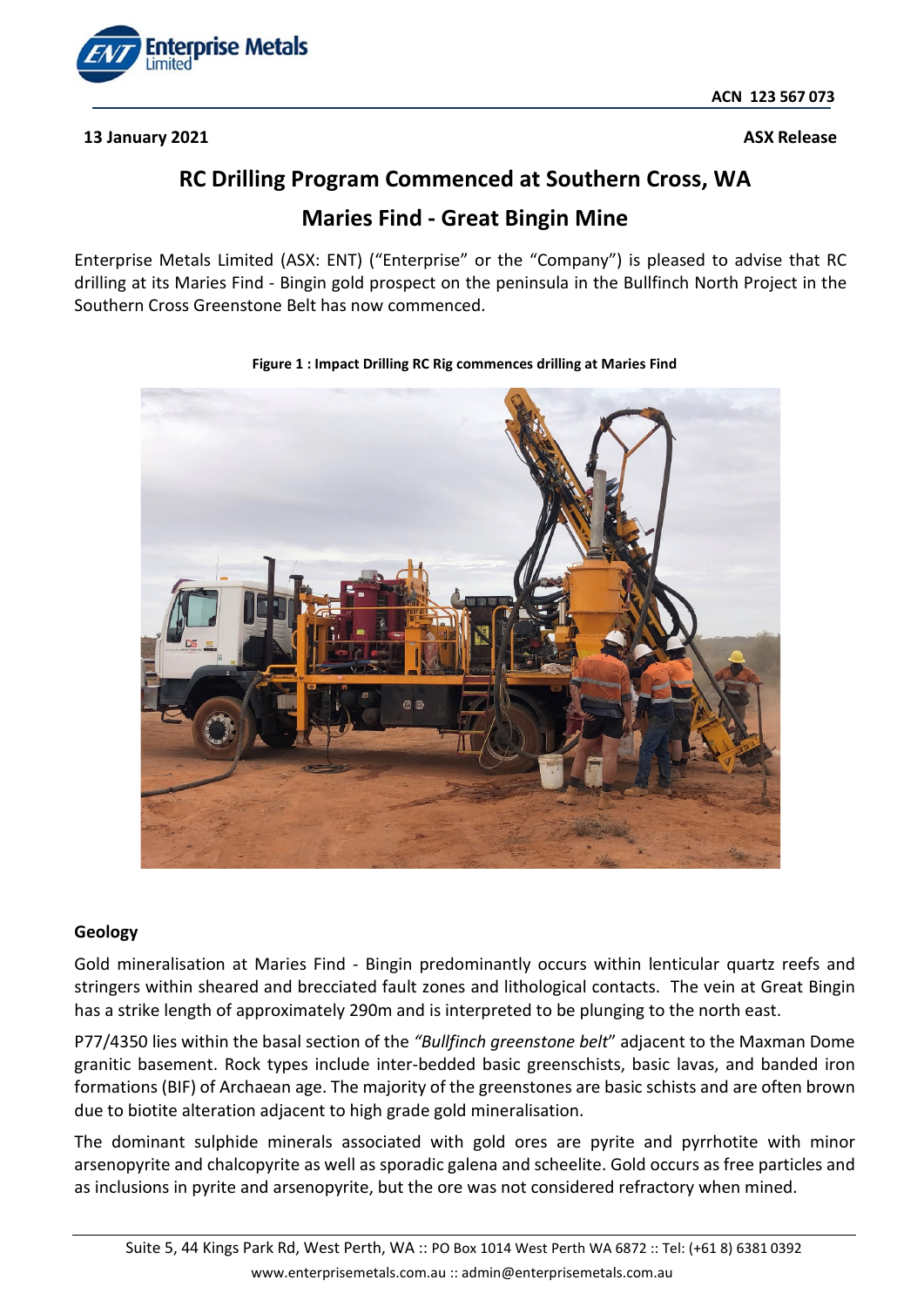ACN 123 567 073

**13 January 2021** **ASX Release**

# RC Drilling Program Commenced at Southern Cross, WA

## Maries Find - Great Bingin Mine

Enterprise Metals Limited (ASX: ENT) ("Enterprise" or the "Company") is pleased to advise that RC drilling at its Maries Find - Bingin gold prospect on the peninsula in the Bullfinch North Project in the Southern Cross Greenstone Belt has now commenced.

**Figure 1 : Impact Drilling RC Rig commences drilling at Maries Find**

### Geology

Gold mineralisation at Maries Find - Bingin predominantly occurs within lenticular quartz reefs and stringers within sheared and brecciated fault zones and lithological contacts. The vein at Great Bingin has a strike length of approximately 290m and is interpreted to be plunging to the north east.

P77/4350 lies within the basal section of the *"Bullfinch greenstone belt*" adjacent to the Maxman Dome granitic basement. Rock types include inter-bedded basic greenschists, basic lavas, and banded iron formations (BIF) of Archaean age. The majority of the greenstones are basic schists and are often brown due to biotite alteration adjacent to high grade gold mineralisation.

The dominant sulphide minerals associated with gold ores are pyrite and pyrrhotite with minor arsenopyrite and chalcopyrite as well as sporadic galena and scheelite. Gold occurs as free particles and as inclusions in pyrite and arsenopyrite, but the ore was not considered refractory when mined.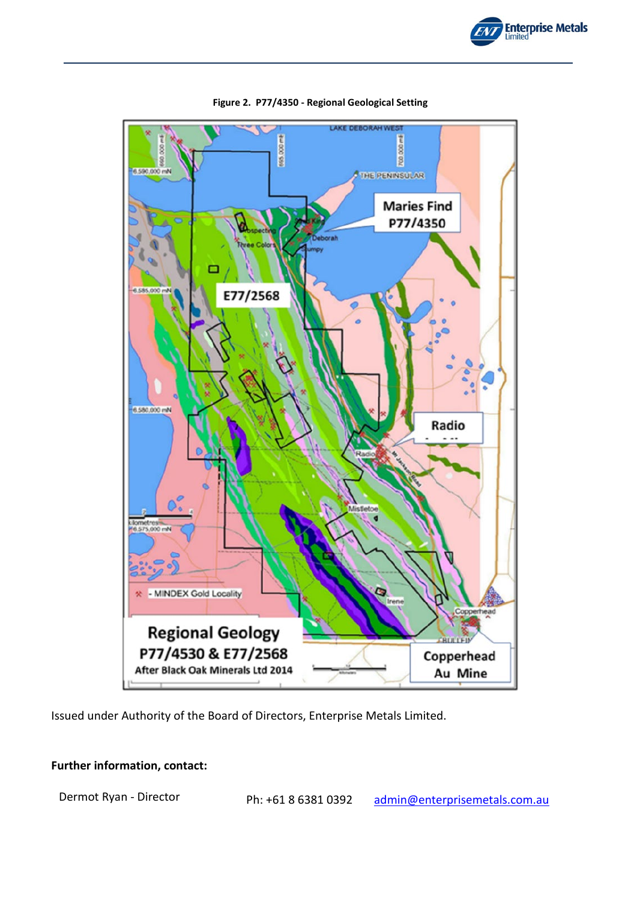**Figure 2. P77/4350 - Regional Geological Setting**

Issued under Authority of the Board of Directors, Enterprise Metals Limited.

**Further information, contact:**

Dermot Ryan - Director Ph: +61 8 6381 0392 admin@enterprisemetals.com.au